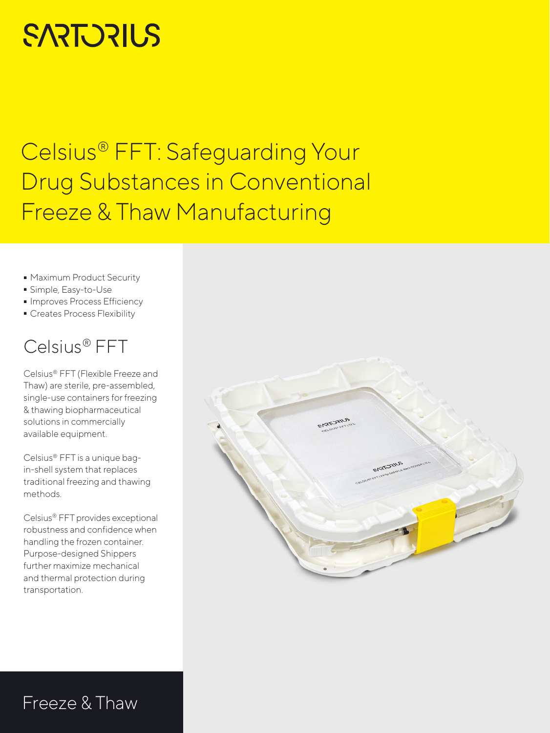SARTORIUS

# Celsius® FFT: Safeguarding Your Drug Substances in Conventional Freeze & Thaw Manufacturing

- Maximum Product Security
- Simple, Easy-to-Use
- Improves Process Efficiency
- Creates Process Flexibility

## Celsius® FFT

Celsius® FFT (Flexible Freeze and Thaw) are sterile, pre-assembled, single-use containers for freezing & thawing biopharmaceutical solutions in commercially available equipment.

Celsius® FFT is a unique bag-in-shell system that replaces traditional freezing and thawing methods.

Celsius® FFT provides exceptional robustness and confidence when handling the frozen container. Purpose-designed Shippers further maximize mechanical and thermal protection during transportation.

Freeze & Thaw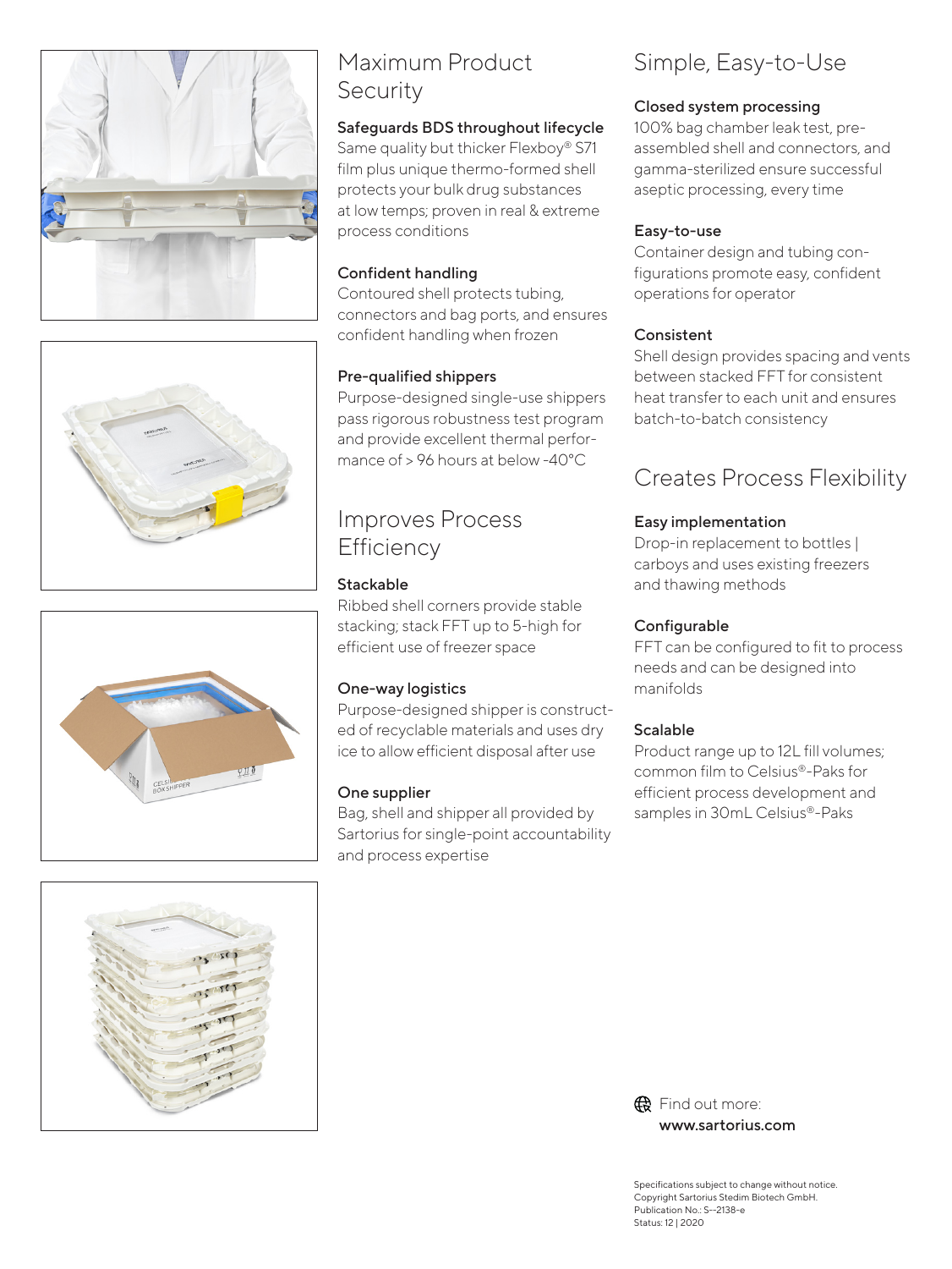## Maximum Product Security

### Safeguards BDS throughout lifecycle

Same quality but thicker Flexboy® S71 film plus unique thermo-formed shell protects your bulk drug substances at low temps; proven in real & extreme process conditions

### Confident handling

Contoured shell protects tubing, connectors and bag ports, and ensures confident handling when frozen

### Pre-qualified shippers

Purpose-designed single-use shippers pass rigorous robustness test program and provide excellent thermal performance of > 96 hours at below -40°C

## Improves Process Efficiency

### Stackable

Ribbed shell corners provide stable stacking; stack FFT up to 5-high for efficient use of freezer space

### One-way logistics

Purpose-designed shipper is constructed of recyclable materials and uses dry ice to allow efficient disposal after use

### One supplier

Bag, shell and shipper all provided by Sartorius for single-point accountability and process expertise

## Simple, Easy-to-Use

### Closed system processing

100% bag chamber leak test, pre-assembled shell and connectors, and gamma-sterilized ensure successful aseptic processing, every time

### Easy-to-use

Container design and tubing configurations promote easy, confident operations for operator

### Consistent

Shell design provides spacing and vents between stacked FFT for consistent heat transfer to each unit and ensures batch-to-batch consistency

## Creates Process Flexibility

### Easy implementation

Drop-in replacement to bottles | carboys and uses existing freezers and thawing methods

### Configurable

FFT can be configured to fit to process needs and can be designed into manifolds

### Scalable

Product range up to 12L fill volumes; common film to Celsius®-Paks for efficient process development and samples in 30mL Celsius®-Paks

Find out more:
**www.sartorius.com**

Specifications subject to change without notice.
Copyright Sartorius Stedim Biotech GmbH.
Publication No.: S--2138-e
Status: 12 | 2020